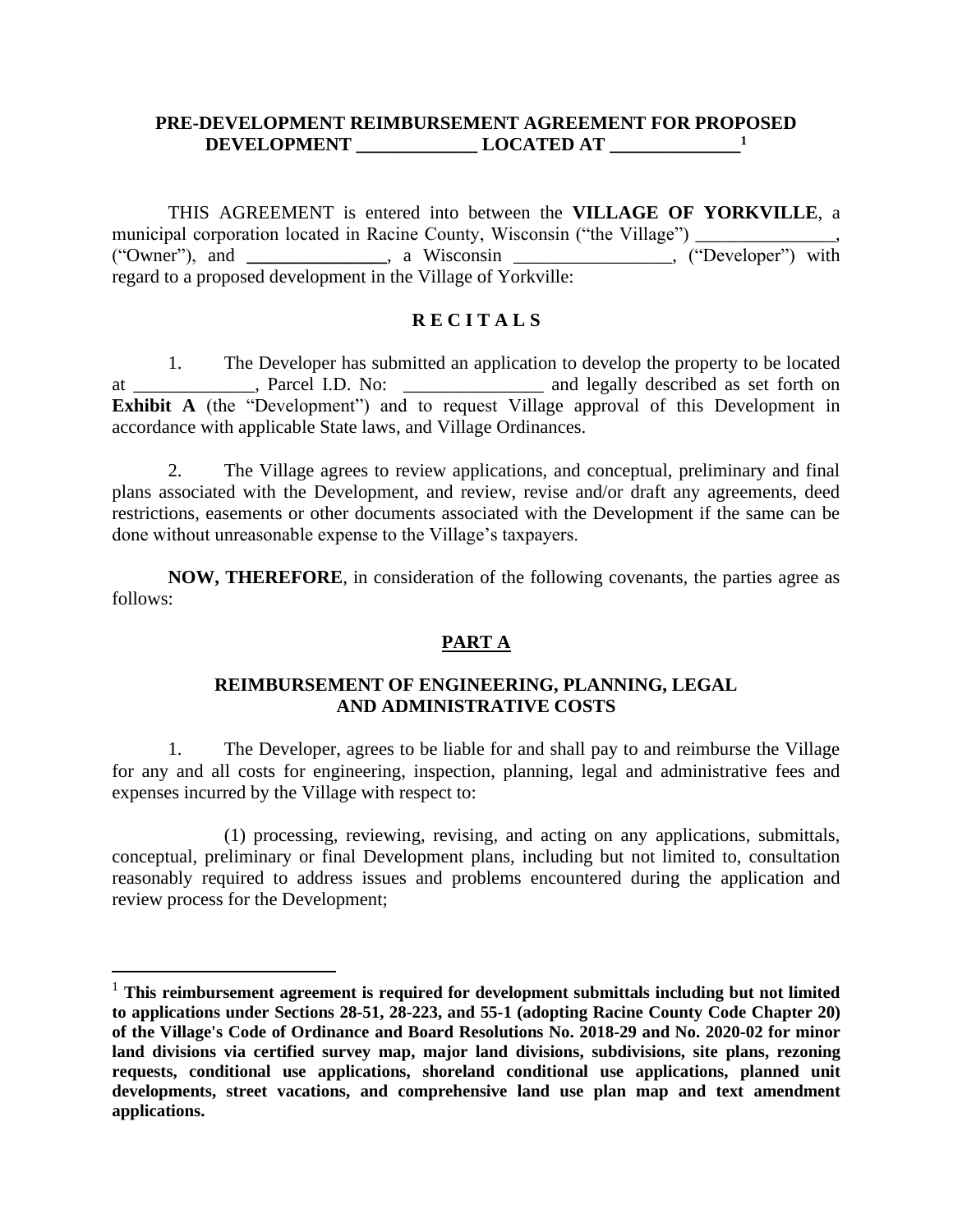**PRE-DEVELOPMENT REIMBURSEMENT AGREEMENT FOR PROPOSED DEVELOPMENT _____________ LOCATED AT ______________**[1]

THIS AGREEMENT is entered into between the **VILLAGE OF YORKVILLE**, a municipal corporation located in Racine County, Wisconsin ("the Village") ________________, ("Owner"), and ________________, a Wisconsin _________________, ("Developer") with regard to a proposed development in the Village of Yorkville:

## R E C I T A L S

1. The Developer has submitted an application to develop the property to be located at _____________, Parcel I.D. No: _______________ and legally described as set forth on **Exhibit A** (the "Development") and to request Village approval of this Development in accordance with applicable State laws, and Village Ordinances.

2. The Village agrees to review applications, and conceptual, preliminary and final plans associated with the Development, and review, revise and/or draft any agreements, deed restrictions, easements or other documents associated with the Development if the same can be done without unreasonable expense to the Village's taxpayers.

**NOW, THEREFORE**, in consideration of the following covenants, the parties agree as follows:

## PART A

### REIMBURSEMENT OF ENGINEERING, PLANNING, LEGAL AND ADMINISTRATIVE COSTS

1. The Developer, agrees to be liable for and shall pay to and reimburse the Village for any and all costs for engineering, inspection, planning, legal and administrative fees and expenses incurred by the Village with respect to:

(1) processing, reviewing, revising, and acting on any applications, submittals, conceptual, preliminary or final Development plans, including but not limited to, consultation reasonably required to address issues and problems encountered during the application and review process for the Development;

---

[1] **This reimbursement agreement is required for development submittals including but not limited to applications under Sections 28-51, 28-223, and 55-1 (adopting Racine County Code Chapter 20) of the Village's Code of Ordinance and Board Resolutions No. 2018-29 and No. 2020-02 for minor land divisions via certified survey map, major land divisions, subdivisions, site plans, rezoning requests, conditional use applications, shoreland conditional use applications, planned unit developments, street vacations, and comprehensive land use plan map and text amendment applications.**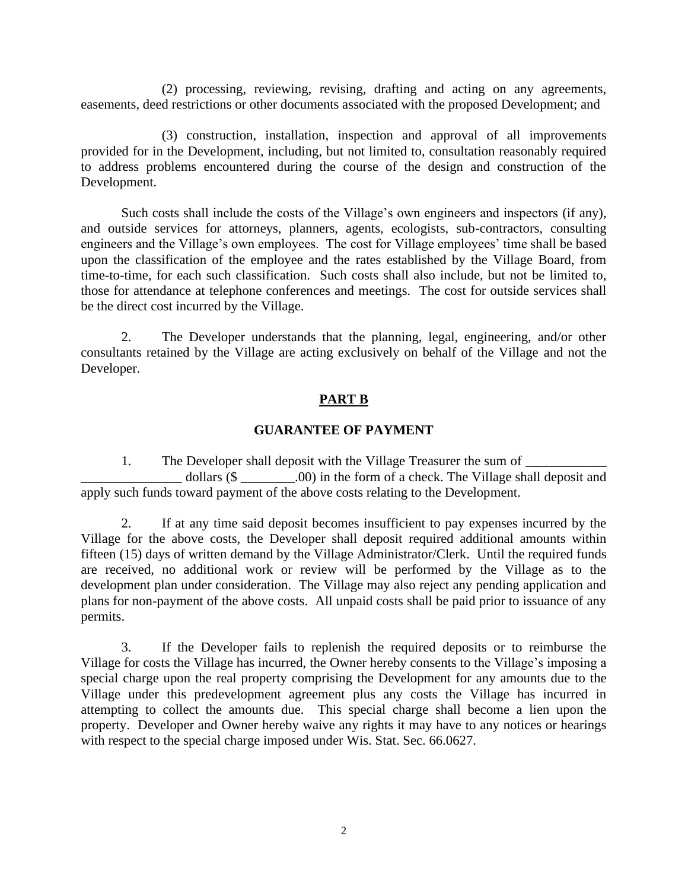(2) processing, reviewing, revising, drafting and acting on any agreements, easements, deed restrictions or other documents associated with the proposed Development; and

(3) construction, installation, inspection and approval of all improvements provided for in the Development, including, but not limited to, consultation reasonably required to address problems encountered during the course of the design and construction of the Development.

Such costs shall include the costs of the Village's own engineers and inspectors (if any), and outside services for attorneys, planners, agents, ecologists, sub-contractors, consulting engineers and the Village's own employees. The cost for Village employees' time shall be based upon the classification of the employee and the rates established by the Village Board, from time-to-time, for each such classification. Such costs shall also include, but not be limited to, those for attendance at telephone conferences and meetings. The cost for outside services shall be the direct cost incurred by the Village.

2. The Developer understands that the planning, legal, engineering, and/or other consultants retained by the Village are acting exclusively on behalf of the Village and not the Developer.

## PART B

### GUARANTEE OF PAYMENT

1. The Developer shall deposit with the Village Treasurer the sum of ____________ _______________ dollars ($ ________.00) in the form of a check. The Village shall deposit and apply such funds toward payment of the above costs relating to the Development.

2. If at any time said deposit becomes insufficient to pay expenses incurred by the Village for the above costs, the Developer shall deposit required additional amounts within fifteen (15) days of written demand by the Village Administrator/Clerk. Until the required funds are received, no additional work or review will be performed by the Village as to the development plan under consideration. The Village may also reject any pending application and plans for non-payment of the above costs. All unpaid costs shall be paid prior to issuance of any permits.

3. If the Developer fails to replenish the required deposits or to reimburse the Village for costs the Village has incurred, the Owner hereby consents to the Village's imposing a special charge upon the real property comprising the Development for any amounts due to the Village under this predevelopment agreement plus any costs the Village has incurred in attempting to collect the amounts due. This special charge shall become a lien upon the property. Developer and Owner hereby waive any rights it may have to any notices or hearings with respect to the special charge imposed under Wis. Stat. Sec. 66.0627.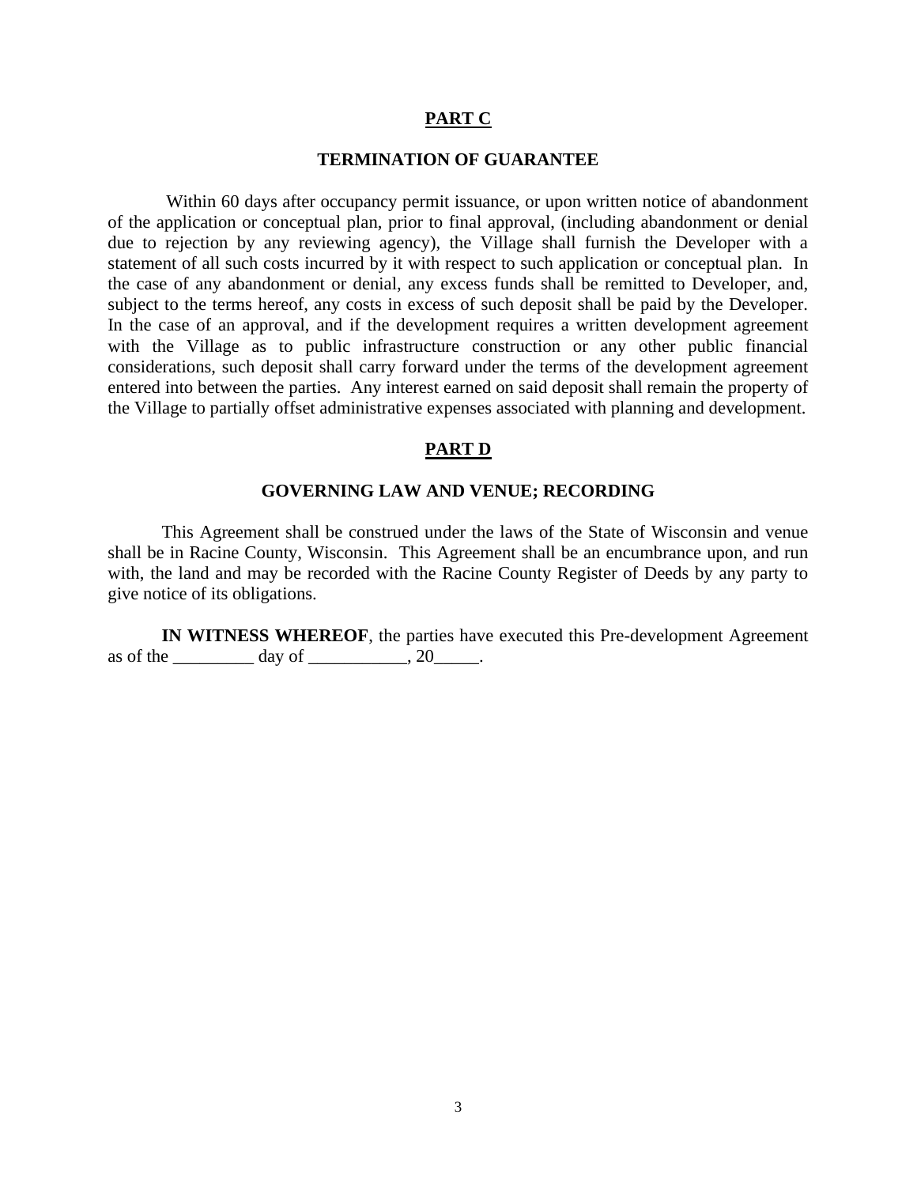## PART C

### TERMINATION OF GUARANTEE

Within 60 days after occupancy permit issuance, or upon written notice of abandonment of the application or conceptual plan, prior to final approval, (including abandonment or denial due to rejection by any reviewing agency), the Village shall furnish the Developer with a statement of all such costs incurred by it with respect to such application or conceptual plan. In the case of any abandonment or denial, any excess funds shall be remitted to Developer, and, subject to the terms hereof, any costs in excess of such deposit shall be paid by the Developer. In the case of an approval, and if the development requires a written development agreement with the Village as to public infrastructure construction or any other public financial considerations, such deposit shall carry forward under the terms of the development agreement entered into between the parties. Any interest earned on said deposit shall remain the property of the Village to partially offset administrative expenses associated with planning and development.

## PART D

### GOVERNING LAW AND VENUE; RECORDING

This Agreement shall be construed under the laws of the State of Wisconsin and venue shall be in Racine County, Wisconsin. This Agreement shall be an encumbrance upon, and run with, the land and may be recorded with the Racine County Register of Deeds by any party to give notice of its obligations.

**IN WITNESS WHEREOF**, the parties have executed this Pre-development Agreement as of the _________ day of ___________, 20_____.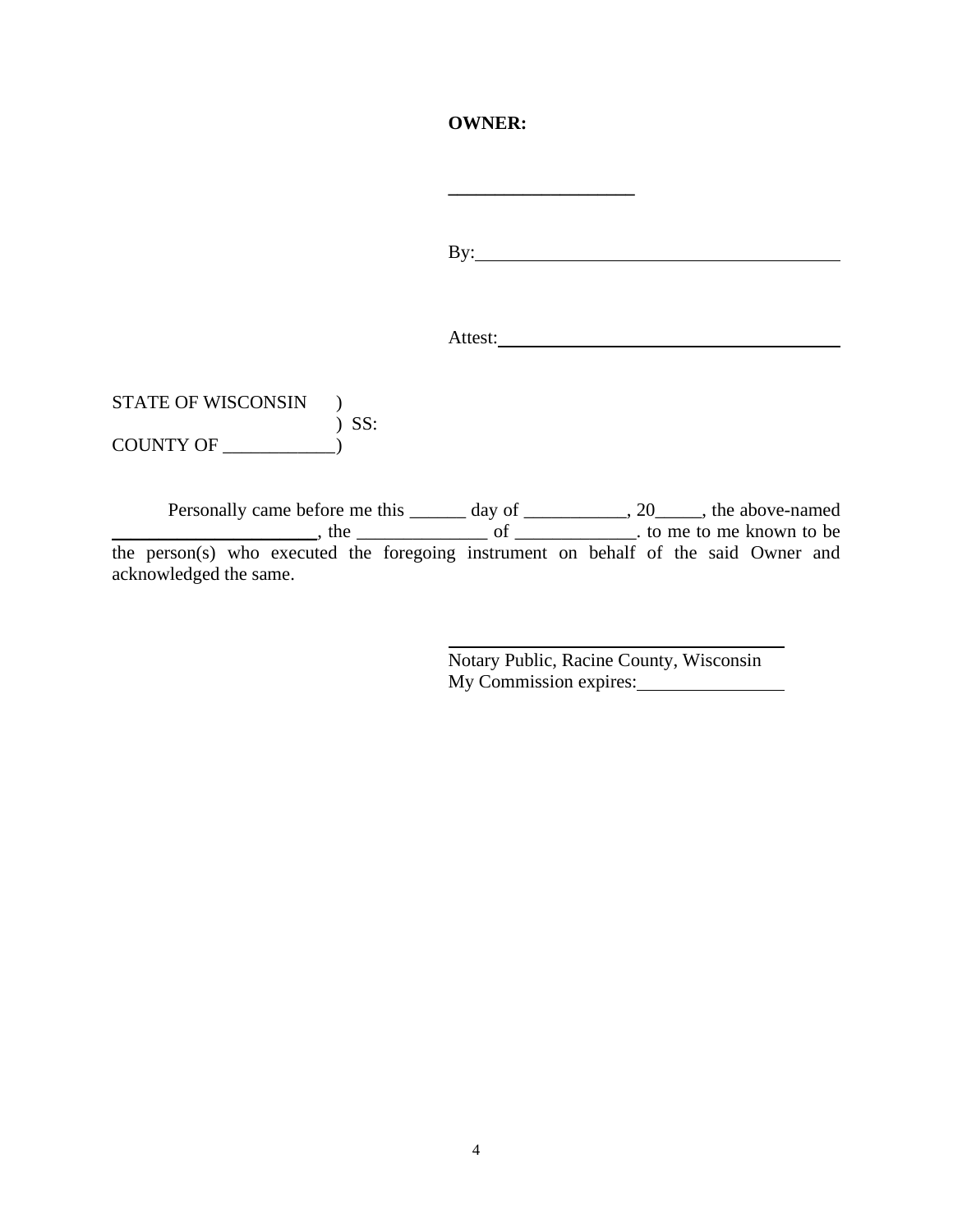**OWNER:**

\_\_\_\_\_\_\_\_\_\_\_\_\_\_\_\_\_\_\_\_

By:\_\_\_\_\_\_\_\_\_\_\_\_\_\_\_\_\_\_\_\_\_\_\_\_\_\_\_\_\_\_\_\_\_\_\_\_\_\_

Attest:\_\_\_\_\_\_\_\_\_\_\_\_\_\_\_\_\_\_\_\_\_\_\_\_\_\_\_\_\_\_\_\_\_\_\_\_

STATE OF WISCONSIN )
) SS:
COUNTY OF \_\_\_\_\_\_\_\_\_\_\_\_)

Personally came before me this \_\_\_\_\_\_ day of \_\_\_\_\_\_\_\_\_\_\_, 20\_\_\_\_\_, the above-named \_\_\_\_\_\_\_\_\_\_\_\_\_\_\_\_\_\_\_\_\_\_, the \_\_\_\_\_\_\_\_\_\_\_\_\_\_ of \_\_\_\_\_\_\_\_\_\_\_\_\_. to me to me known to be the person(s) who executed the foregoing instrument on behalf of the said Owner and acknowledged the same.

\_\_\_\_\_\_\_\_\_\_\_\_\_\_\_\_\_\_\_\_\_\_\_\_\_\_\_\_\_\_\_\_\_\_\_\_
Notary Public, Racine County, Wisconsin
My Commission expires:\_\_\_\_\_\_\_\_\_\_\_\_\_\_\_\_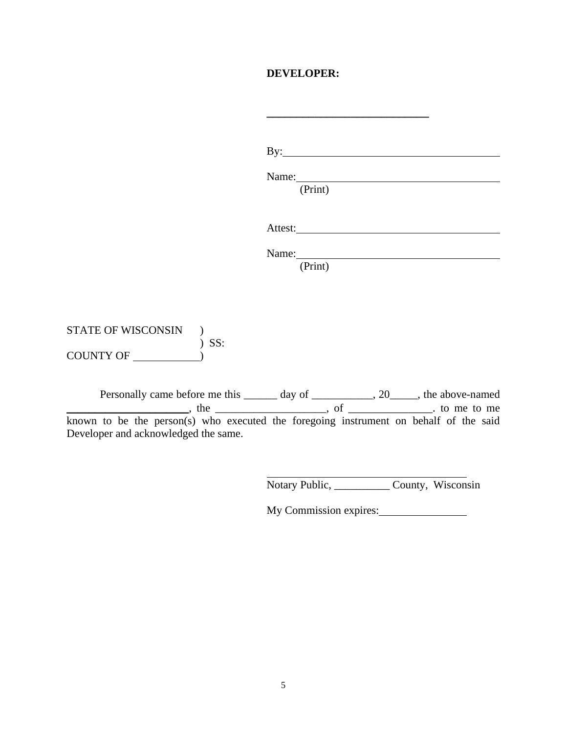**DEVELOPER:**

\_\_\_\_\_\_\_\_\_\_\_\_\_\_\_\_\_\_\_\_\_\_\_\_\_\_\_\_\_\_

By:\_\_\_\_\_\_\_\_\_\_\_\_\_\_\_\_\_\_\_\_\_\_\_\_\_\_\_\_\_\_\_\_\_\_\_\_\_\_\_\_

Name:\_\_\_\_\_\_\_\_\_\_\_\_\_\_\_\_\_\_\_\_\_\_\_\_\_\_\_\_\_\_\_\_\_\_\_\_\_\_
(Print)

Attest:\_\_\_\_\_\_\_\_\_\_\_\_\_\_\_\_\_\_\_\_\_\_\_\_\_\_\_\_\_\_\_\_\_\_\_\_\_\_

Name:\_\_\_\_\_\_\_\_\_\_\_\_\_\_\_\_\_\_\_\_\_\_\_\_\_\_\_\_\_\_\_\_\_\_\_\_\_\_
(Print)

STATE OF WISCONSIN )
) SS:
COUNTY OF \_\_\_\_\_\_\_\_\_\_\_\_)

Personally came before me this \_\_\_\_\_\_ day of \_\_\_\_\_\_\_\_\_\_\_, 20\_\_\_\_\_, the above-named \_\_\_\_\_\_\_\_\_\_\_\_\_\_\_\_\_\_\_\_\_\_\_, the \_\_\_\_\_\_\_\_\_\_\_\_\_\_\_\_\_\_\_\_, of \_\_\_\_\_\_\_\_\_\_\_\_\_\_\_\_. to me to me known to be the person(s) who executed the foregoing instrument on behalf of the said Developer and acknowledged the same.

\_\_\_\_\_\_\_\_\_\_\_\_\_\_\_\_\_\_\_\_\_\_\_\_\_\_\_\_\_\_\_\_\_\_\_\_\_\_
Notary Public, \_\_\_\_\_\_\_\_\_\_ County, Wisconsin

My Commission expires:\_\_\_\_\_\_\_\_\_\_\_\_\_\_\_\_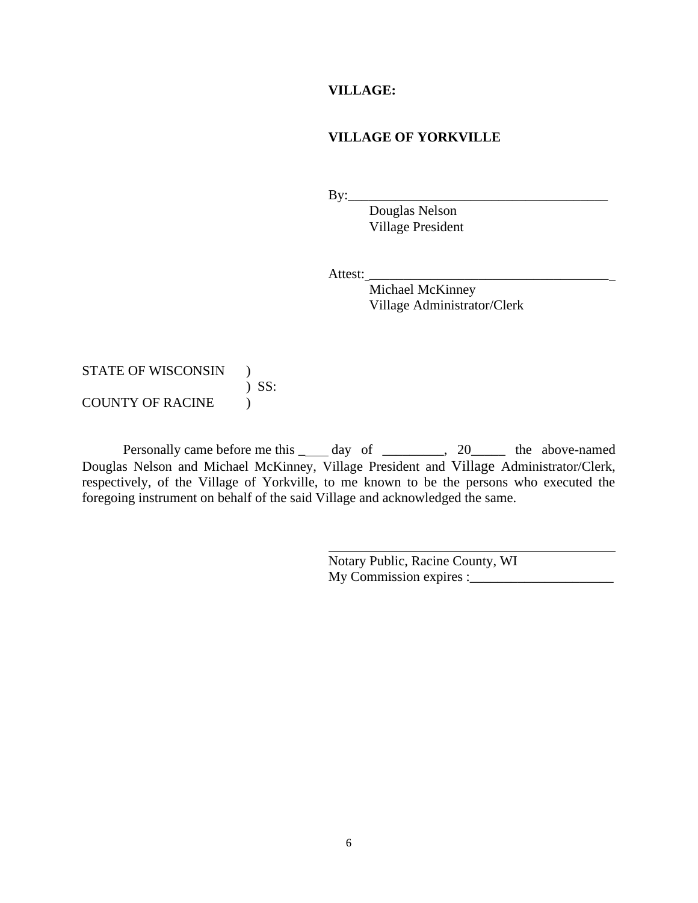**VILLAGE:**

**VILLAGE OF YORKVILLE**

By:_______________________________________
Douglas Nelson
Village President

Attest:_____________________________________
Michael McKinney
Village Administrator/Clerk

STATE OF WISCONSIN )
) SS:
COUNTY OF RACINE )

Personally came before me this _____ day of _________, 20_____ the above-named Douglas Nelson and Michael McKinney, Village President and Village Administrator/Clerk, respectively, of the Village of Yorkville, to me known to be the persons who executed the foregoing instrument on behalf of the said Village and acknowledged the same.

_______________________________________
Notary Public, Racine County, WI
My Commission expires :_____________________